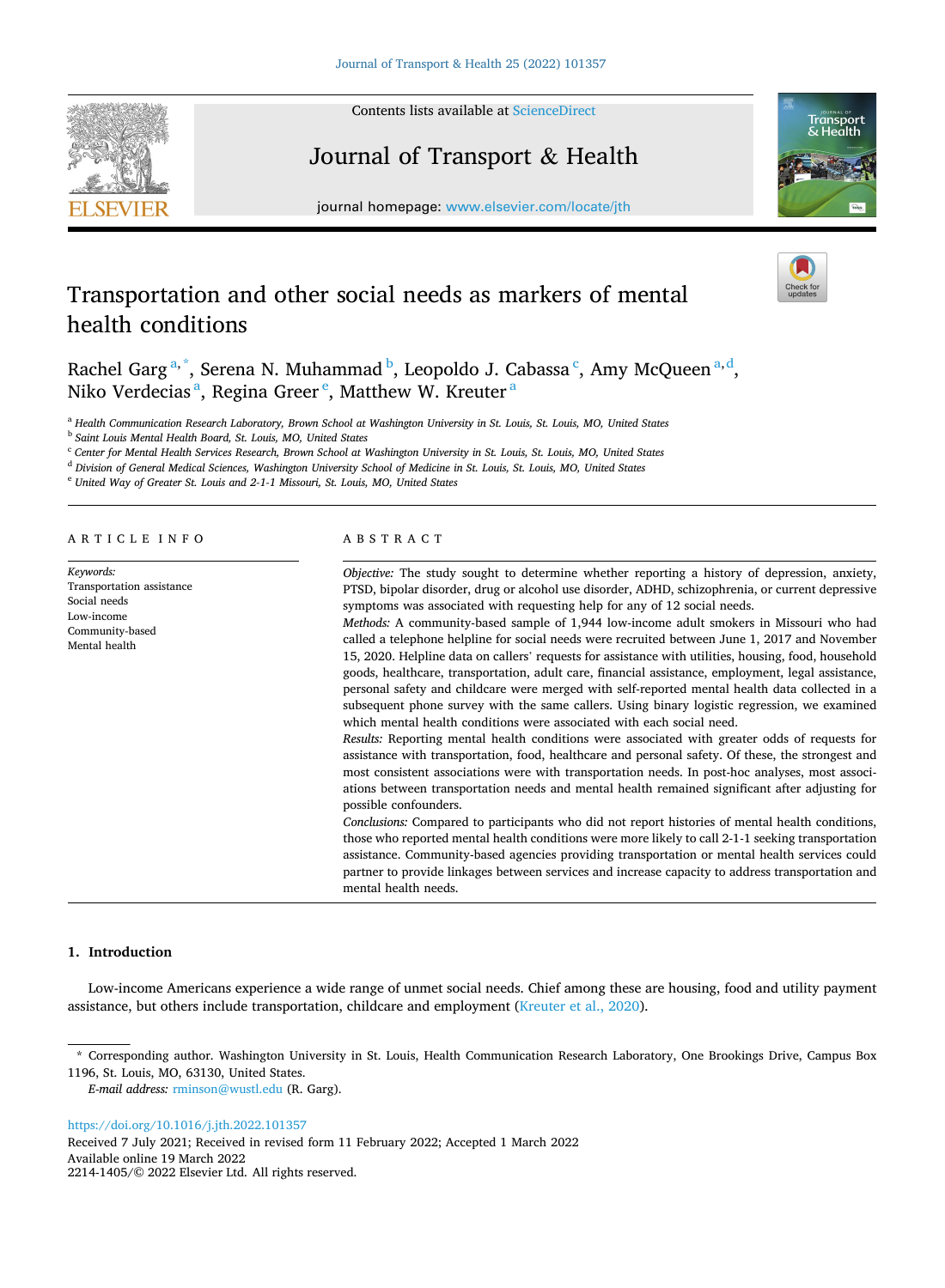# Transportation and other social needs as markers of mental health conditions

Rachel Garg [a,*], Serena N. Muhammad [b], Leopoldo J. Cabassa [c], Amy McQueen [a,d], Niko Verdecias [a], Regina Greer [e], Matthew W. Kreuter [a]

[a] Health Communication Research Laboratory, Brown School at Washington University in St. Louis, St. Louis, MO, United States
[b] Saint Louis Mental Health Board, St. Louis, MO, United States
[c] Center for Mental Health Services Research, Brown School at Washington University in St. Louis, St. Louis, MO, United States
[d] Division of General Medical Sciences, Washington University School of Medicine in St. Louis, St. Louis, MO, United States
[e] United Way of Greater St. Louis and 2-1-1 Missouri, St. Louis, MO, United States

## ARTICLE INFO

*Keywords:*
Transportation assistance
Social needs
Low-income
Community-based
Mental health

## ABSTRACT

*Objective:* The study sought to determine whether reporting a history of depression, anxiety, PTSD, bipolar disorder, drug or alcohol use disorder, ADHD, schizophrenia, or current depressive symptoms was associated with requesting help for any of 12 social needs.

*Methods:* A community-based sample of 1,944 low-income adult smokers in Missouri who had called a telephone helpline for social needs were recruited between June 1, 2017 and November 15, 2020. Helpline data on callers' requests for assistance with utilities, housing, food, household goods, healthcare, transportation, adult care, financial assistance, employment, legal assistance, personal safety and childcare were merged with self-reported mental health data collected in a subsequent phone survey with the same callers. Using binary logistic regression, we examined which mental health conditions were associated with each social need.

*Results:* Reporting mental health conditions were associated with greater odds of requests for assistance with transportation, food, healthcare and personal safety. Of these, the strongest and most consistent associations were with transportation needs. In post-hoc analyses, most associations between transportation needs and mental health remained significant after adjusting for possible confounders.

*Conclusions:* Compared to participants who did not report histories of mental health conditions, those who reported mental health conditions were more likely to call 2-1-1 seeking transportation assistance. Community-based agencies providing transportation or mental health services could partner to provide linkages between services and increase capacity to address transportation and mental health needs.

## 1. Introduction

Low-income Americans experience a wide range of unmet social needs. Chief among these are housing, food and utility payment assistance, but others include transportation, childcare and employment (Kreuter et al., 2020).

\* Corresponding author. Washington University in St. Louis, Health Communication Research Laboratory, One Brookings Drive, Campus Box 1196, St. Louis, MO, 63130, United States.
*E-mail address:* rminson@wustl.edu (R. Garg).

https://doi.org/10.1016/j.jth.2022.101357
Received 7 July 2021; Received in revised form 11 February 2022; Accepted 1 March 2022
Available online 19 March 2022
2214-1405/© 2022 Elsevier Ltd. All rights reserved.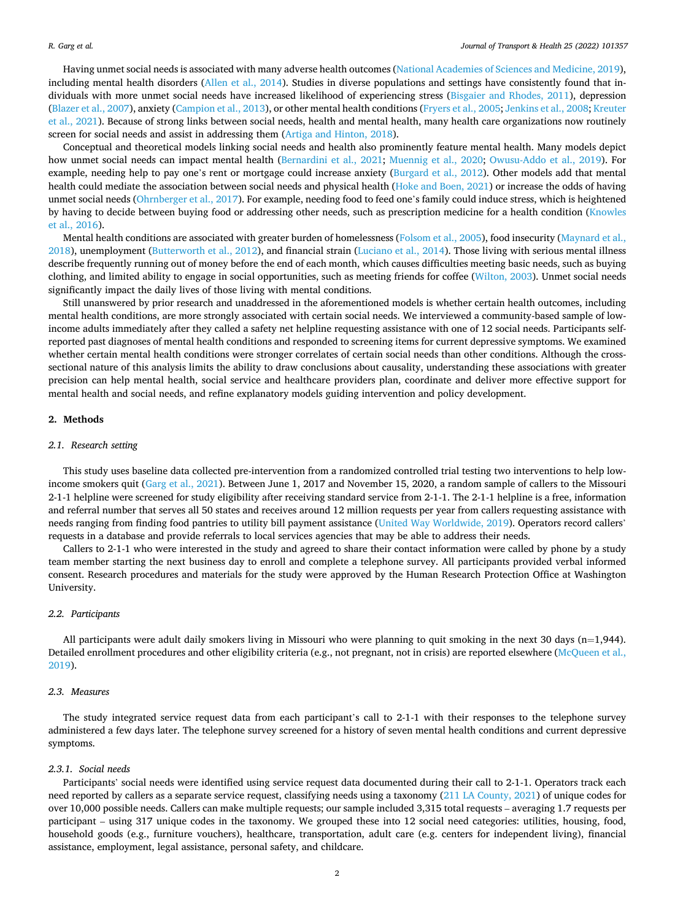Having unmet social needs is associated with many adverse health outcomes (National Academies of Sciences and Medicine, 2019), including mental health disorders (Allen et al., 2014). Studies in diverse populations and settings have consistently found that individuals with more unmet social needs have increased likelihood of experiencing stress (Bisgaier and Rhodes, 2011), depression (Blazer et al., 2007), anxiety (Campion et al., 2013), or other mental health conditions (Fryers et al., 2005; Jenkins et al., 2008; Kreuter et al., 2021). Because of strong links between social needs, health and mental health, many health care organizations now routinely screen for social needs and assist in addressing them (Artiga and Hinton, 2018).

Conceptual and theoretical models linking social needs and health also prominently feature mental health. Many models depict how unmet social needs can impact mental health (Bernardini et al., 2021; Muennig et al., 2020; Owusu-Addo et al., 2019). For example, needing help to pay one's rent or mortgage could increase anxiety (Burgard et al., 2012). Other models add that mental health could mediate the association between social needs and physical health (Hoke and Boen, 2021) or increase the odds of having unmet social needs (Ohrnberger et al., 2017). For example, needing food to feed one's family could induce stress, which is heightened by having to decide between buying food or addressing other needs, such as prescription medicine for a health condition (Knowles et al., 2016).

Mental health conditions are associated with greater burden of homelessness (Folsom et al., 2005), food insecurity (Maynard et al., 2018), unemployment (Butterworth et al., 2012), and financial strain (Luciano et al., 2014). Those living with serious mental illness describe frequently running out of money before the end of each month, which causes difficulties meeting basic needs, such as buying clothing, and limited ability to engage in social opportunities, such as meeting friends for coffee (Wilton, 2003). Unmet social needs significantly impact the daily lives of those living with mental conditions.

Still unanswered by prior research and unaddressed in the aforementioned models is whether certain health outcomes, including mental health conditions, are more strongly associated with certain social needs. We interviewed a community-based sample of low-income adults immediately after they called a safety net helpline requesting assistance with one of 12 social needs. Participants self-reported past diagnoses of mental health conditions and responded to screening items for current depressive symptoms. We examined whether certain mental health conditions were stronger correlates of certain social needs than other conditions. Although the cross-sectional nature of this analysis limits the ability to draw conclusions about causality, understanding these associations with greater precision can help mental health, social service and healthcare providers plan, coordinate and deliver more effective support for mental health and social needs, and refine explanatory models guiding intervention and policy development.

## 2. Methods

### *2.1. Research setting*

This study uses baseline data collected pre-intervention from a randomized controlled trial testing two interventions to help low-income smokers quit (Garg et al., 2021). Between June 1, 2017 and November 15, 2020, a random sample of callers to the Missouri 2-1-1 helpline were screened for study eligibility after receiving standard service from 2-1-1. The 2-1-1 helpline is a free, information and referral number that serves all 50 states and receives around 12 million requests per year from callers requesting assistance with needs ranging from finding food pantries to utility bill payment assistance (United Way Worldwide, 2019). Operators record callers' requests in a database and provide referrals to local services agencies that may be able to address their needs.

Callers to 2-1-1 who were interested in the study and agreed to share their contact information were called by phone by a study team member starting the next business day to enroll and complete a telephone survey. All participants provided verbal informed consent. Research procedures and materials for the study were approved by the Human Research Protection Office at Washington University.

### *2.2. Participants*

All participants were adult daily smokers living in Missouri who were planning to quit smoking in the next 30 days (n=1,944). Detailed enrollment procedures and other eligibility criteria (e.g., not pregnant, not in crisis) are reported elsewhere (McQueen et al., 2019).

### *2.3. Measures*

The study integrated service request data from each participant's call to 2-1-1 with their responses to the telephone survey administered a few days later. The telephone survey screened for a history of seven mental health conditions and current depressive symptoms.

#### *2.3.1. Social needs*

Participants' social needs were identified using service request data documented during their call to 2-1-1. Operators track each need reported by callers as a separate service request, classifying needs using a taxonomy (211 LA County, 2021) of unique codes for over 10,000 possible needs. Callers can make multiple requests; our sample included 3,315 total requests – averaging 1.7 requests per participant – using 317 unique codes in the taxonomy. We grouped these into 12 social need categories: utilities, housing, food, household goods (e.g., furniture vouchers), healthcare, transportation, adult care (e.g. centers for independent living), financial assistance, employment, legal assistance, personal safety, and childcare.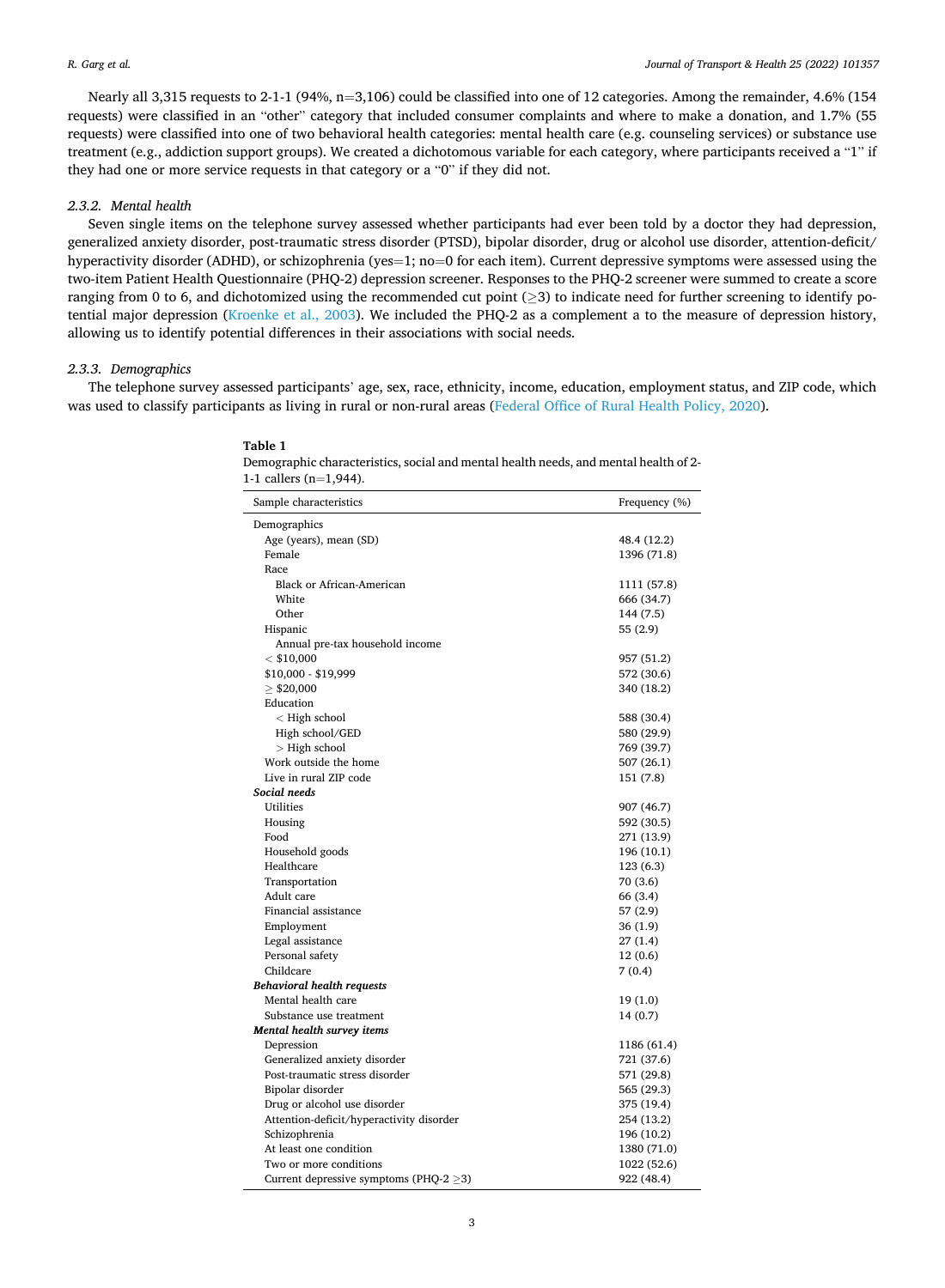Nearly all 3,315 requests to 2-1-1 (94%, n=3,106) could be classified into one of 12 categories. Among the remainder, 4.6% (154 requests) were classified in an "other" category that included consumer complaints and where to make a donation, and 1.7% (55 requests) were classified into one of two behavioral health categories: mental health care (e.g. counseling services) or substance use treatment (e.g., addiction support groups). We created a dichotomous variable for each category, where participants received a "1" if they had one or more service requests in that category or a "0" if they did not.

### 2.3.2. Mental health

Seven single items on the telephone survey assessed whether participants had ever been told by a doctor they had depression, generalized anxiety disorder, post-traumatic stress disorder (PTSD), bipolar disorder, drug or alcohol use disorder, attention-deficit/hyperactivity disorder (ADHD), or schizophrenia (yes=1; no=0 for each item). Current depressive symptoms were assessed using the two-item Patient Health Questionnaire (PHQ-2) depression screener. Responses to the PHQ-2 screener were summed to create a score ranging from 0 to 6, and dichotomized using the recommended cut point ($\geq$3) to indicate need for further screening to identify potential major depression (Kroenke et al., 2003). We included the PHQ-2 as a complement a to the measure of depression history, allowing us to identify potential differences in their associations with social needs.

### 2.3.3. Demographics

The telephone survey assessed participants' age, sex, race, ethnicity, income, education, employment status, and ZIP code, which was used to classify participants as living in rural or non-rural areas (Federal Office of Rural Health Policy, 2020).

**Table 1**
Demographic characteristics, social and mental health needs, and mental health of 2-1-1 callers (n=1,944).

| Sample characteristics | Frequency (%) |
|---|---|
| Demographics | |
| Age (years), mean (SD) | 48.4 (12.2) |
| Female | 1396 (71.8) |
| Race | |
| Black or African-American | 1111 (57.8) |
| White | 666 (34.7) |
| Other | 144 (7.5) |
| Hispanic | 55 (2.9) |
| Annual pre-tax household income | |
| < $10,000 | 957 (51.2) |
| $10,000 - $19,999 | 572 (30.6) |
| ≥ $20,000 | 340 (18.2) |
| Education | |
| < High school | 588 (30.4) |
| High school/GED | 580 (29.9) |
| > High school | 769 (39.7) |
| Work outside the home | 507 (26.1) |
| Live in rural ZIP code | 151 (7.8) |
| ***Social needs*** | |
| Utilities | 907 (46.7) |
| Housing | 592 (30.5) |
| Food | 271 (13.9) |
| Household goods | 196 (10.1) |
| Healthcare | 123 (6.3) |
| Transportation | 70 (3.6) |
| Adult care | 66 (3.4) |
| Financial assistance | 57 (2.9) |
| Employment | 36 (1.9) |
| Legal assistance | 27 (1.4) |
| Personal safety | 12 (0.6) |
| Childcare | 7 (0.4) |
| ***Behavioral health requests*** | |
| Mental health care | 19 (1.0) |
| Substance use treatment | 14 (0.7) |
| ***Mental health survey items*** | |
| Depression | 1186 (61.4) |
| Generalized anxiety disorder | 721 (37.6) |
| Post-traumatic stress disorder | 571 (29.8) |
| Bipolar disorder | 565 (29.3) |
| Drug or alcohol use disorder | 375 (19.4) |
| Attention-deficit/hyperactivity disorder | 254 (13.2) |
| Schizophrenia | 196 (10.2) |
| At least one condition | 1380 (71.0) |
| Two or more conditions | 1022 (52.6) |
| Current depressive symptoms (PHQ-2 ≥3) | 922 (48.4) |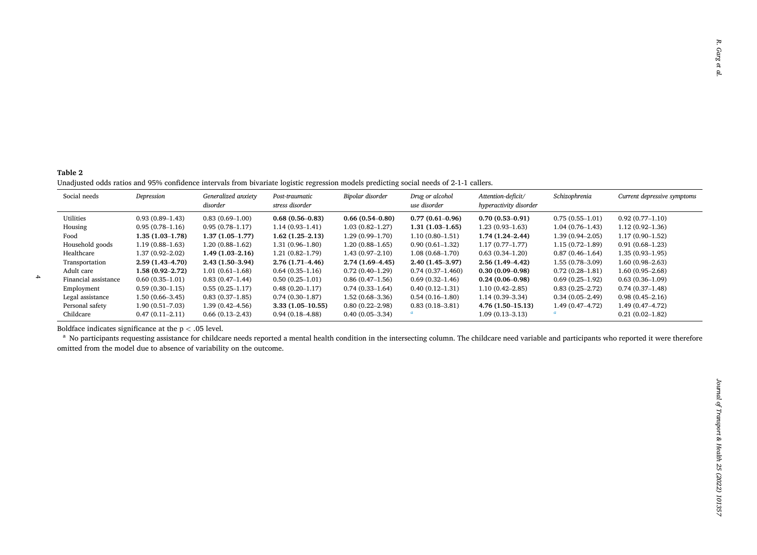**Table 2**

Unadjusted odds ratios and 95% confidence intervals from bivariate logistic regression models predicting social needs of 2-1-1 callers.

| Social needs | *Depression* | *Generalized anxiety disorder* | *Post-traumatic stress disorder* | *Bipolar disorder* | *Drug or alcohol use disorder* | *Attention-deficit/ hyperactivity disorder* | *Schizophrenia* | *Current depressive symptoms* |
|---|---|---|---|---|---|---|---|---|
| Utilities | 0.93 (0.89–1.43) | 0.83 (0.69–1.00) | **0.68 (0.56–0.83)** | **0.66 (0.54–0.80)** | **0.77 (0.61–0.96)** | **0.70 (0.53–0.91)** | 0.75 (0.55–1.01) | 0.92 (0.77–1.10) |
| Housing | 0.95 (0.78–1.16) | 0.95 (0.78–1.17) | 1.14 (0.93–1.41) | 1.03 (0.82–1.27) | **1.31 (1.03–1.65)** | 1.23 (0.93–1.63) | 1.04 (0.76–1.43) | 1.12 (0.92–1.36) |
| Food | **1.35 (1.03–1.78)** | **1.37 (1.05–1.77)** | **1.62 (1.25–2.13)** | 1.29 (0.99–1.70) | 1.10 (0.80–1.51) | **1.74 (1.24–2.44)** | 1.39 (0.94–2.05) | 1.17 (0.90–1.52) |
| Household goods | 1.19 (0.88–1.63) | 1.20 (0.88–1.62) | 1.31 (0.96–1.80) | 1.20 (0.88–1.65) | 0.90 (0.61–1.32) | 1.17 (0.77–1.77) | 1.15 (0.72–1.89) | 0.91 (0.68–1.23) |
| Healthcare | 1.37 (0.92–2.02) | **1.49 (1.03–2.16)** | 1.21 (0.82–1.79) | 1.43 (0.97–2.10) | 1.08 (0.68–1.70) | 0.63 (0.34–1.20) | 0.87 (0.46–1.64) | 1.35 (0.93–1.95) |
| Transportation | **2.59 (1.43–4.70)** | **2.43 (1.50–3.94)** | **2.76 (1.71–4.46)** | **2.74 (1.69–4.45)** | **2.40 (1.45–3.97)** | **2.56 (1.49–4.42)** | 1.55 (0.78–3.09) | 1.60 (0.98–2.63) |
| Adult care | **1.58 (0.92–2.72)** | 1.01 (0.61–1.68) | 0.64 (0.35–1.16) | 0.72 (0.40–1.29) | 0.74 (0.37–1.460) | **0.30 (0.09–0.98)** | 0.72 (0.28–1.81) | 1.60 (0.95–2.68) |
| Financial assistance | 0.60 (0.35–1.01) | 0.83 (0.47–1.44) | 0.50 (0.25–1.01) | 0.86 (0.47–1.56) | 0.69 (0.32–1.46) | **0.24 (0.06–0.98)** | 0.69 (0.25–1.92) | 0.63 (0.36–1.09) |
| Employment | 0.59 (0.30–1.15) | 0.55 (0.25–1.17) | 0.48 (0.20–1.17) | 0.74 (0.33–1.64) | 0.40 (0.12–1.31) | 1.10 (0.42–2.85) | 0.83 (0.25–2.72) | 0.74 (0.37–1.48) |
| Legal assistance | 1.50 (0.66–3.45) | 0.83 (0.37–1.85) | 0.74 (0.30–1.87) | 1.52 (0.68–3.36) | 0.54 (0.16–1.80) | 1.14 (0.39–3.34) | 0.34 (0.05–2.49) | 0.98 (0.45–2.16) |
| Personal safety | 1.90 (0.51–7.03) | 1.39 (0.42–4.56) | **3.33 (1.05–10.55)** | 0.80 (0.22–2.98) | 0.83 (0.18–3.81) | **4.76 (1.50–15.13)** | 1.49 (0.47–4.72) | 1.49 (0.47–4.72) |
| Childcare | 0.47 (0.11–2.11) | 0.66 (0.13–2.43) | 0.94 (0.18–4.88) | 0.40 (0.05–3.34) | [a] | 1.09 (0.13–3.13) | [a] | 0.21 (0.02–1.82) |

Boldface indicates significance at the $p < .05$ level.

[a] No participants requesting assistance for childcare needs reported a mental health condition in the intersecting column. The childcare need variable and participants who reported it were therefore omitted from the model due to absence of variability on the outcome.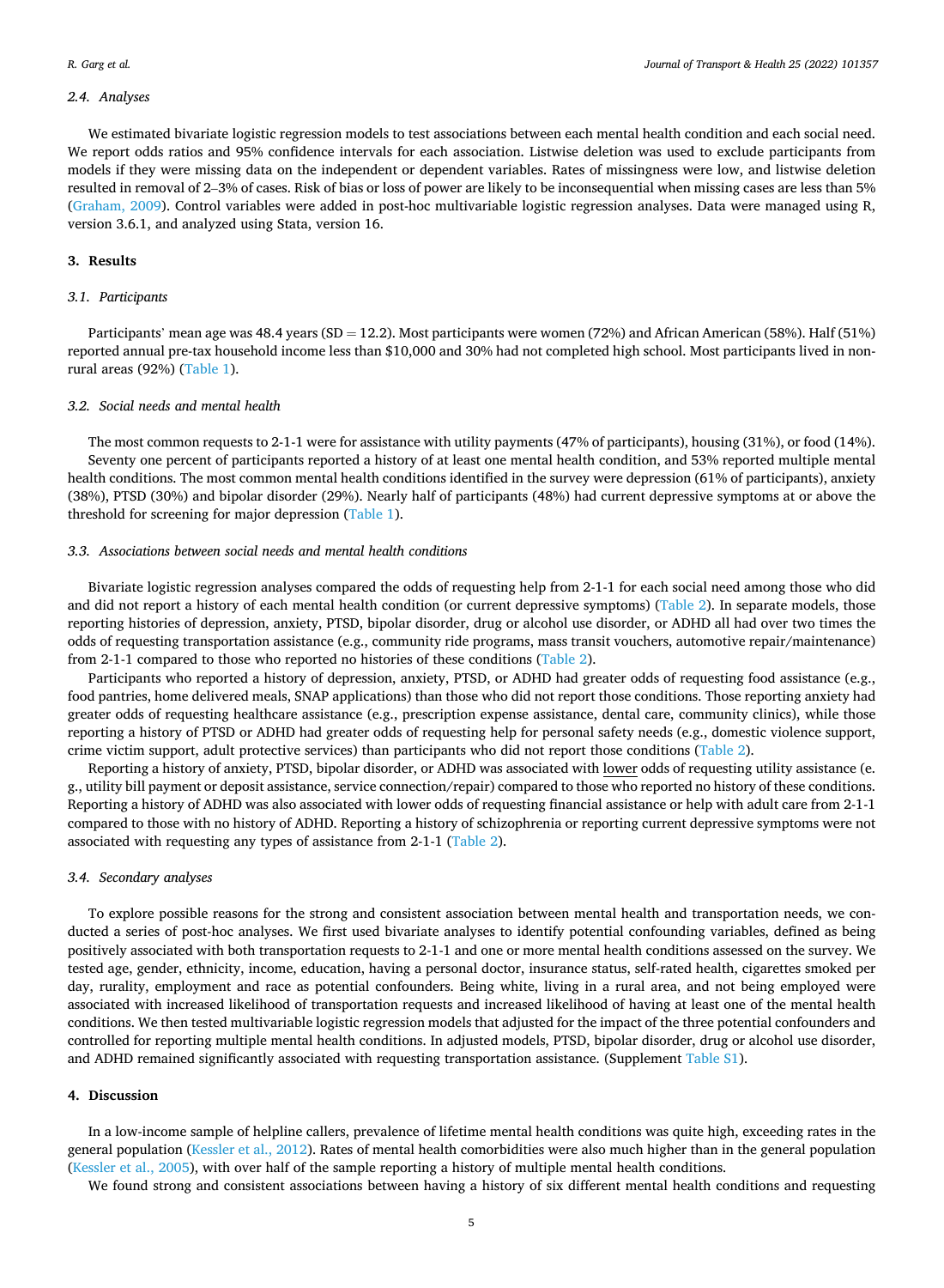### 2.4. Analyses

We estimated bivariate logistic regression models to test associations between each mental health condition and each social need. We report odds ratios and 95% confidence intervals for each association. Listwise deletion was used to exclude participants from models if they were missing data on the independent or dependent variables. Rates of missingness were low, and listwise deletion resulted in removal of 2–3% of cases. Risk of bias or loss of power are likely to be inconsequential when missing cases are less than 5% (Graham, 2009). Control variables were added in post-hoc multivariable logistic regression analyses. Data were managed using R, version 3.6.1, and analyzed using Stata, version 16.

## 3. Results

### 3.1. Participants

Participants' mean age was 48.4 years (SD = 12.2). Most participants were women (72%) and African American (58%). Half (51%) reported annual pre-tax household income less than $10,000 and 30% had not completed high school. Most participants lived in non-rural areas (92%) (Table 1).

### 3.2. Social needs and mental health

The most common requests to 2-1-1 were for assistance with utility payments (47% of participants), housing (31%), or food (14%). Seventy one percent of participants reported a history of at least one mental health condition, and 53% reported multiple mental health conditions. The most common mental health conditions identified in the survey were depression (61% of participants), anxiety (38%), PTSD (30%) and bipolar disorder (29%). Nearly half of participants (48%) had current depressive symptoms at or above the threshold for screening for major depression (Table 1).

### 3.3. Associations between social needs and mental health conditions

Bivariate logistic regression analyses compared the odds of requesting help from 2-1-1 for each social need among those who did and did not report a history of each mental health condition (or current depressive symptoms) (Table 2). In separate models, those reporting histories of depression, anxiety, PTSD, bipolar disorder, drug or alcohol use disorder, or ADHD all had over two times the odds of requesting transportation assistance (e.g., community ride programs, mass transit vouchers, automotive repair/maintenance) from 2-1-1 compared to those who reported no histories of these conditions (Table 2).

Participants who reported a history of depression, anxiety, PTSD, or ADHD had greater odds of requesting food assistance (e.g., food pantries, home delivered meals, SNAP applications) than those who did not report those conditions. Those reporting anxiety had greater odds of requesting healthcare assistance (e.g., prescription expense assistance, dental care, community clinics), while those reporting a history of PTSD or ADHD had greater odds of requesting help for personal safety needs (e.g., domestic violence support, crime victim support, adult protective services) than participants who did not report those conditions (Table 2).

Reporting a history of anxiety, PTSD, bipolar disorder, or ADHD was associated with lower odds of requesting utility assistance (e.g., utility bill payment or deposit assistance, service connection/repair) compared to those who reported no history of these conditions. Reporting a history of ADHD was also associated with lower odds of requesting financial assistance or help with adult care from 2-1-1 compared to those with no history of ADHD. Reporting a history of schizophrenia or reporting current depressive symptoms were not associated with requesting any types of assistance from 2-1-1 (Table 2).

### 3.4. Secondary analyses

To explore possible reasons for the strong and consistent association between mental health and transportation needs, we conducted a series of post-hoc analyses. We first used bivariate analyses to identify potential confounding variables, defined as being positively associated with both transportation requests to 2-1-1 and one or more mental health conditions assessed on the survey. We tested age, gender, ethnicity, income, education, having a personal doctor, insurance status, self-rated health, cigarettes smoked per day, rurality, employment and race as potential confounders. Being white, living in a rural area, and not being employed were associated with increased likelihood of transportation requests and increased likelihood of having at least one of the mental health conditions. We then tested multivariable logistic regression models that adjusted for the impact of the three potential confounders and controlled for reporting multiple mental health conditions. In adjusted models, PTSD, bipolar disorder, drug or alcohol use disorder, and ADHD remained significantly associated with requesting transportation assistance. (Supplement Table S1).

## 4. Discussion

In a low-income sample of helpline callers, prevalence of lifetime mental health conditions was quite high, exceeding rates in the general population (Kessler et al., 2012). Rates of mental health comorbidities were also much higher than in the general population (Kessler et al., 2005), with over half of the sample reporting a history of multiple mental health conditions.

We found strong and consistent associations between having a history of six different mental health conditions and requesting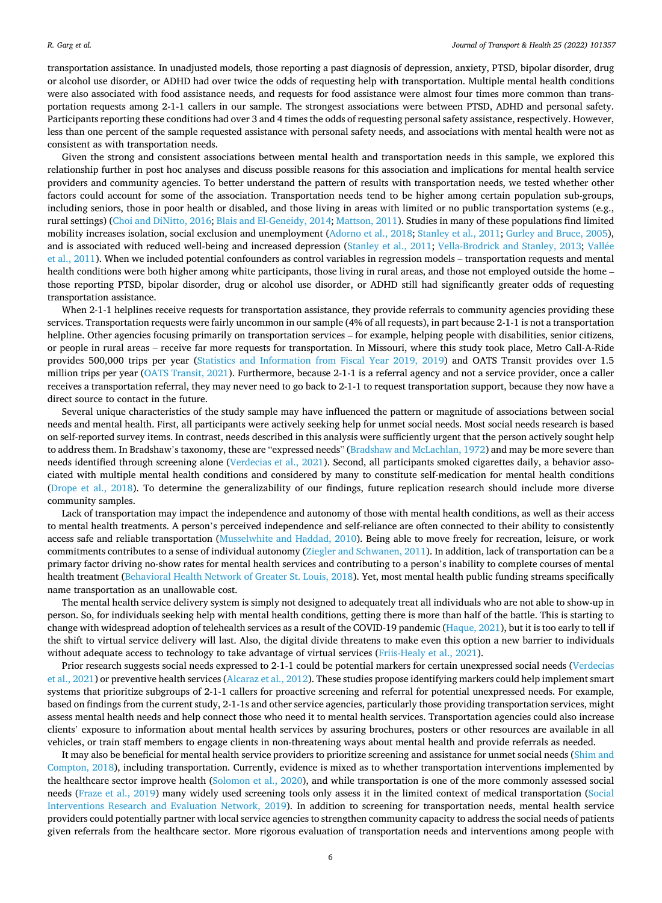transportation assistance. In unadjusted models, those reporting a past diagnosis of depression, anxiety, PTSD, bipolar disorder, drug or alcohol use disorder, or ADHD had over twice the odds of requesting help with transportation. Multiple mental health conditions were also associated with food assistance needs, and requests for food assistance were almost four times more common than transportation requests among 2-1-1 callers in our sample. The strongest associations were between PTSD, ADHD and personal safety. Participants reporting these conditions had over 3 and 4 times the odds of requesting personal safety assistance, respectively. However, less than one percent of the sample requested assistance with personal safety needs, and associations with mental health were not as consistent as with transportation needs.

Given the strong and consistent associations between mental health and transportation needs in this sample, we explored this relationship further in post hoc analyses and discuss possible reasons for this association and implications for mental health service providers and community agencies. To better understand the pattern of results with transportation needs, we tested whether other factors could account for some of the association. Transportation needs tend to be higher among certain population sub-groups, including seniors, those in poor health or disabled, and those living in areas with limited or no public transportation systems (e.g., rural settings) (Choi and DiNitto, 2016; Blais and El-Geneidy, 2014; Mattson, 2011). Studies in many of these populations find limited mobility increases isolation, social exclusion and unemployment (Adorno et al., 2018; Stanley et al., 2011; Gurley and Bruce, 2005), and is associated with reduced well-being and increased depression (Stanley et al., 2011; Vella-Brodrick and Stanley, 2013; Vallée et al., 2011). When we included potential confounders as control variables in regression models – transportation requests and mental health conditions were both higher among white participants, those living in rural areas, and those not employed outside the home – those reporting PTSD, bipolar disorder, drug or alcohol use disorder, or ADHD still had significantly greater odds of requesting transportation assistance.

When 2-1-1 helplines receive requests for transportation assistance, they provide referrals to community agencies providing these services. Transportation requests were fairly uncommon in our sample (4% of all requests), in part because 2-1-1 is not a transportation helpline. Other agencies focusing primarily on transportation services – for example, helping people with disabilities, senior citizens, or people in rural areas – receive far more requests for transportation. In Missouri, where this study took place, Metro Call-A-Ride provides 500,000 trips per year (Statistics and Information from Fiscal Year 2019, 2019) and OATS Transit provides over 1.5 million trips per year (OATS Transit, 2021). Furthermore, because 2-1-1 is a referral agency and not a service provider, once a caller receives a transportation referral, they may never need to go back to 2-1-1 to request transportation support, because they now have a direct source to contact in the future.

Several unique characteristics of the study sample may have influenced the pattern or magnitude of associations between social needs and mental health. First, all participants were actively seeking help for unmet social needs. Most social needs research is based on self-reported survey items. In contrast, needs described in this analysis were sufficiently urgent that the person actively sought help to address them. In Bradshaw's taxonomy, these are "expressed needs" (Bradshaw and McLachlan, 1972) and may be more severe than needs identified through screening alone (Verdecias et al., 2021). Second, all participants smoked cigarettes daily, a behavior associated with multiple mental health conditions and considered by many to constitute self-medication for mental health conditions (Drope et al., 2018). To determine the generalizability of our findings, future replication research should include more diverse community samples.

Lack of transportation may impact the independence and autonomy of those with mental health conditions, as well as their access to mental health treatments. A person's perceived independence and self-reliance are often connected to their ability to consistently access safe and reliable transportation (Musselwhite and Haddad, 2010). Being able to move freely for recreation, leisure, or work commitments contributes to a sense of individual autonomy (Ziegler and Schwanen, 2011). In addition, lack of transportation can be a primary factor driving no-show rates for mental health services and contributing to a person's inability to complete courses of mental health treatment (Behavioral Health Network of Greater St. Louis, 2018). Yet, most mental health public funding streams specifically name transportation as an unallowable cost.

The mental health service delivery system is simply not designed to adequately treat all individuals who are not able to show-up in person. So, for individuals seeking help with mental health conditions, getting there is more than half of the battle. This is starting to change with widespread adoption of telehealth services as a result of the COVID-19 pandemic (Haque, 2021), but it is too early to tell if the shift to virtual service delivery will last. Also, the digital divide threatens to make even this option a new barrier to individuals without adequate access to technology to take advantage of virtual services (Friis-Healy et al., 2021).

Prior research suggests social needs expressed to 2-1-1 could be potential markers for certain unexpressed social needs (Verdecias et al., 2021) or preventive health services (Alcaraz et al., 2012). These studies propose identifying markers could help implement smart systems that prioritize subgroups of 2-1-1 callers for proactive screening and referral for potential unexpressed needs. For example, based on findings from the current study, 2-1-1s and other service agencies, particularly those providing transportation services, might assess mental health needs and help connect those who need it to mental health services. Transportation agencies could also increase clients' exposure to information about mental health services by assuring brochures, posters or other resources are available in all vehicles, or train staff members to engage clients in non-threatening ways about mental health and provide referrals as needed.

It may also be beneficial for mental health service providers to prioritize screening and assistance for unmet social needs (Shim and Compton, 2018), including transportation. Currently, evidence is mixed as to whether transportation interventions implemented by the healthcare sector improve health (Solomon et al., 2020), and while transportation is one of the more commonly assessed social needs (Fraze et al., 2019) many widely used screening tools only assess it in the limited context of medical transportation (Social Interventions Research and Evaluation Network, 2019). In addition to screening for transportation needs, mental health service providers could potentially partner with local service agencies to strengthen community capacity to address the social needs of patients given referrals from the healthcare sector. More rigorous evaluation of transportation needs and interventions among people with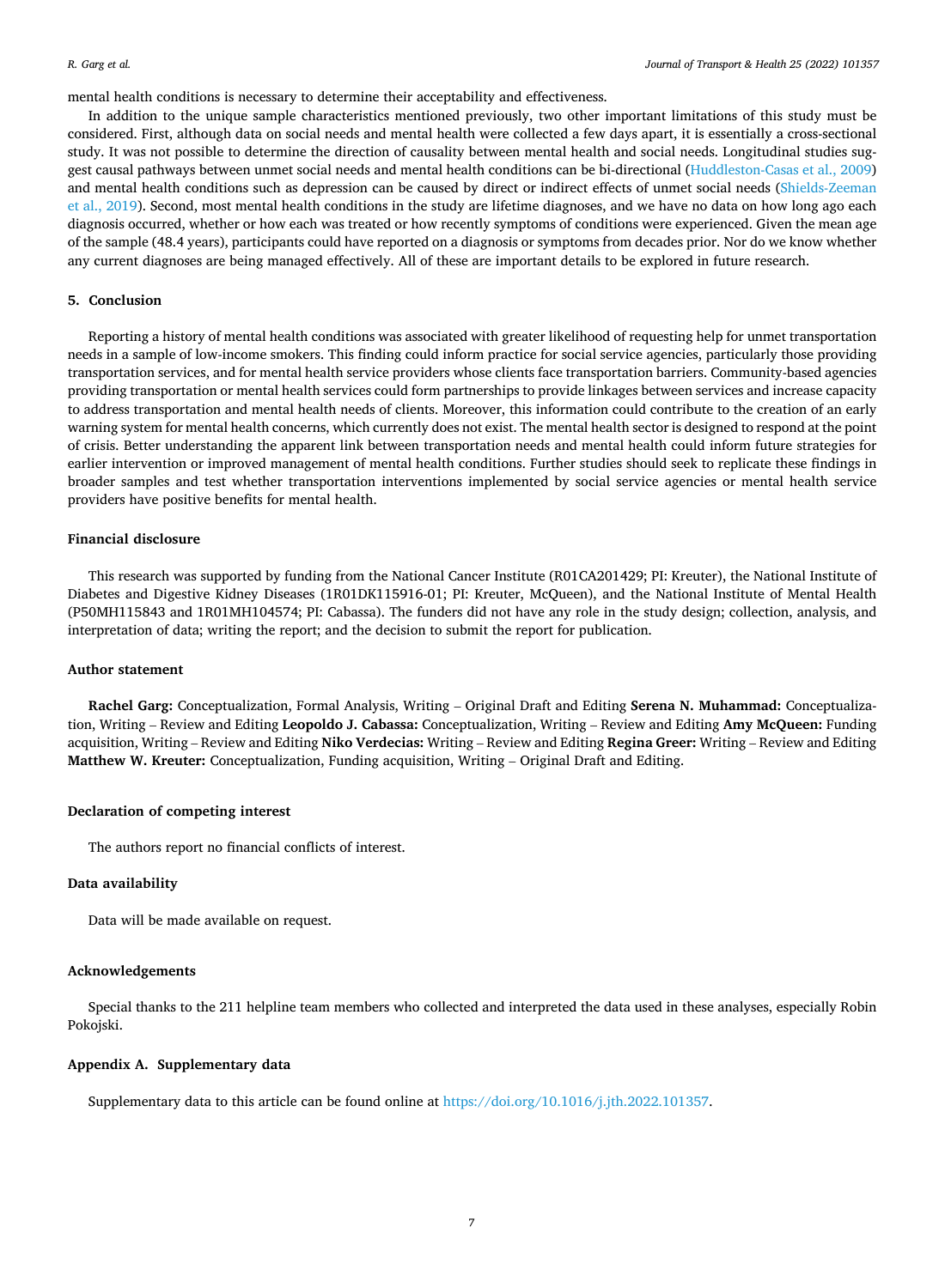mental health conditions is necessary to determine their acceptability and effectiveness.

In addition to the unique sample characteristics mentioned previously, two other important limitations of this study must be considered. First, although data on social needs and mental health were collected a few days apart, it is essentially a cross-sectional study. It was not possible to determine the direction of causality between mental health and social needs. Longitudinal studies suggest causal pathways between unmet social needs and mental health conditions can be bi-directional (Huddleston-Casas et al., 2009) and mental health conditions such as depression can be caused by direct or indirect effects of unmet social needs (Shields-Zeeman et al., 2019). Second, most mental health conditions in the study are lifetime diagnoses, and we have no data on how long ago each diagnosis occurred, whether or how each was treated or how recently symptoms of conditions were experienced. Given the mean age of the sample (48.4 years), participants could have reported on a diagnosis or symptoms from decades prior. Nor do we know whether any current diagnoses are being managed effectively. All of these are important details to be explored in future research.

## 5. Conclusion

Reporting a history of mental health conditions was associated with greater likelihood of requesting help for unmet transportation needs in a sample of low-income smokers. This finding could inform practice for social service agencies, particularly those providing transportation services, and for mental health service providers whose clients face transportation barriers. Community-based agencies providing transportation or mental health services could form partnerships to provide linkages between services and increase capacity to address transportation and mental health needs of clients. Moreover, this information could contribute to the creation of an early warning system for mental health concerns, which currently does not exist. The mental health sector is designed to respond at the point of crisis. Better understanding the apparent link between transportation needs and mental health could inform future strategies for earlier intervention or improved management of mental health conditions. Further studies should seek to replicate these findings in broader samples and test whether transportation interventions implemented by social service agencies or mental health service providers have positive benefits for mental health.

## Financial disclosure

This research was supported by funding from the National Cancer Institute (R01CA201429; PI: Kreuter), the National Institute of Diabetes and Digestive Kidney Diseases (1R01DK115916-01; PI: Kreuter, McQueen), and the National Institute of Mental Health (P50MH115843 and 1R01MH104574; PI: Cabassa). The funders did not have any role in the study design; collection, analysis, and interpretation of data; writing the report; and the decision to submit the report for publication.

## Author statement

**Rachel Garg:** Conceptualization, Formal Analysis, Writing – Original Draft and Editing **Serena N. Muhammad:** Conceptualization, Writing – Review and Editing **Leopoldo J. Cabassa:** Conceptualization, Writing – Review and Editing **Amy McQueen:** Funding acquisition, Writing – Review and Editing **Niko Verdecias:** Writing – Review and Editing **Regina Greer:** Writing – Review and Editing **Matthew W. Kreuter:** Conceptualization, Funding acquisition, Writing – Original Draft and Editing.

## Declaration of competing interest

The authors report no financial conflicts of interest.

## Data availability

Data will be made available on request.

## Acknowledgements

Special thanks to the 211 helpline team members who collected and interpreted the data used in these analyses, especially Robin Pokojski.

## Appendix A. Supplementary data

Supplementary data to this article can be found online at https://doi.org/10.1016/j.jth.2022.101357.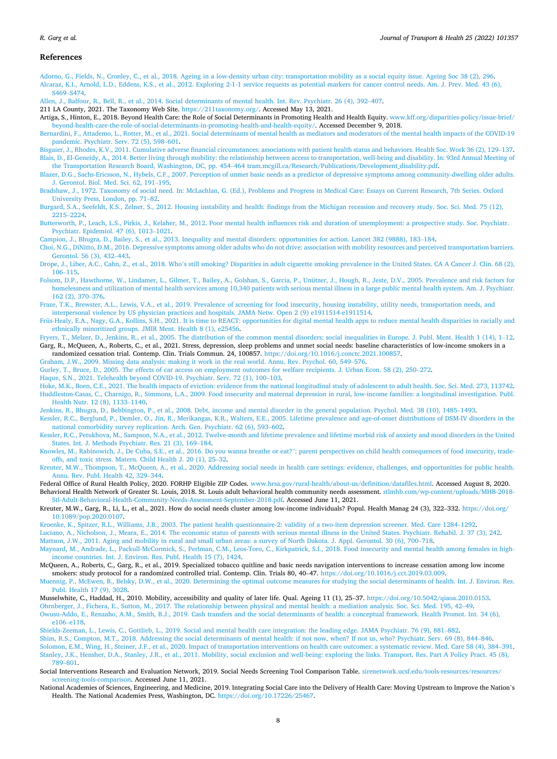## References

Adorno, G., Fields, N., Cronley, C., et al., 2018. Ageing in a low-density urban city: transportation mobility as a social equity issue. Ageing Soc 38 (2), 296.

Alcaraz, K.I., Arnold, L.D., Eddens, K.S., et al., 2012. Exploring 2-1-1 service requests as potential markers for cancer control needs. Am. J. Prev. Med. 43 (6), S469–S474.

Allen, J., Balfour, R., Bell, R., et al., 2014. Social determinants of mental health. Int. Rev. Psychiatr. 26 (4), 392–407.

211 LA County, 2021. The Taxonomy Web Site. https://211taxonomy.org/. Accessed May 13, 2021.

Artiga, S., Hinton, E., 2018. Beyond Health Care: the Role of Social Determinants in Promoting Health and Health Equity. www.kff.org/disparities-policy/issue-brief/beyond-health-care-the-role-of-social-determinants-in-promoting-health-and-health-equity/. Accessed December 9, 2018.

Bernardini, F., Attademo, L., Rotter, M., et al., 2021. Social determinants of mental health as mediators and moderators of the mental health impacts of the COVID-19 pandemic. Psychiatr. Serv. 72 (5), 598–601.

Bisgaier, J., Rhodes, K.V., 2011. Cumulative adverse financial circumstances: associations with patient health status and behaviors. Health Soc. Work 36 (2), 129–137.

Blais, D., El-Geneidy, A., 2014. Better living through mobility: the relationship between access to transportation, well-being and disability. In: 93rd Annual Meeting of the Transportation Research Board, Washington, DC, pp. 454–464 tram.mcgill.ca/Research/Publications/Development_disability.pdf.

Blazer, D.G., Sachs-Ericsson, N., Hybels, C.F., 2007. Perception of unmet basic needs as a predictor of depressive symptoms among community-dwelling older adults. J. Gerontol. Biol. Med. Sci. 62, 191–195.

Bradshaw, J., 1972. Taxonomy of social need. In: McLachlan, G. (Ed.), Problems and Progress in Medical Care: Essays on Current Research, 7th Series. Oxford University Press, London, pp. 71–82.

Burgard, S.A., Seefeldt, K.S., Zelner, S., 2012. Housing instability and health: findings from the Michigan recession and recovery study. Soc. Sci. Med. 75 (12), 2215–2224.

Butterworth, P., Leach, L.S., Pirkis, J., Kelaher, M., 2012. Poor mental health influences risk and duration of unemployment: a prospective study. Soc. Psychiatr. Psychiatr. Epidemiol. 47 (6), 1013–1021.

Campion, J., Bhugra, D., Bailey, S., et al., 2013. Inequality and mental disorders: opportunities for action. Lancet 382 (9888), 183–184.

Choi, N.G., DiNitto, D.M., 2016. Depressive symptoms among older adults who do not drive: association with mobility resources and perceived transportation barriers. Gerontol. 56 (3), 432–443.

Drope, J., Liber, A.C., Cahn, Z., et al., 2018. Who's still smoking? Disparities in adult cigarette smoking prevalence in the United States. CA A Cancer J. Clin. 68 (2), 106–115.

Folsom, D.P., Hawthorne, W., Lindamer, L., Gilmer, T., Bailey, A., Golshan, S., Garcia, P., Unützer, J., Hough, R., Jeste, D.V., 2005. Prevalence and risk factors for homelessness and utilization of mental health services among 10,340 patients with serious mental illness in a large public mental health system. Am. J. Psychiatr. 162 (2), 370–376.

Fraze, T.K., Brewster, A.L., Lewis, V.A., et al., 2019. Prevalence of screening for food insecurity, housing instability, utility needs, transportation needs, and interpersonal violence by US physician practices and hospitals. JAMA Netw. Open 2 (9) e1911514-e1911514.

Friis-Healy, E.A., Nagy, G.A., Kollins, S.H., 2021. It is time to REACT: opportunities for digital mental health apps to reduce mental health disparities in racially and ethnically minoritized groups. JMIR Ment. Health 8 (1), e25456.

Fryers, T., Melzer, D., Jenkins, R., et al., 2005. The distribution of the common mental disorders: social inequalities in Europe. J. Publ. Ment. Health 1 (14), 1–12.

Garg, R., McQueen, A., Roberts, C., et al., 2021. Stress, depression, sleep problems and unmet social needs: baseline characteristics of low-income smokers in a randomized cessation trial. Contemp. Clin. Trials Commun. 24, 100857. https://doi.org/10.1016/j.conctc.2021.100857.

Graham, J.W., 2009. Missing data analysis: making it work in the real world. Annu. Rev. Psychol. 60, 549–576.

Gurley, T., Bruce, D., 2005. The effects of car access on employment outcomes for welfare recipients. J. Urban Econ. 58 (2), 250–272.

Haque, S.N., 2021. Telehealth beyond COVID-19. Psychiatr. Serv. 72 (1), 100–103.

Hoke, M.K., Boen, C.E., 2021. The health impacts of eviction: evidence from the national longitudinal study of adolescent to adult health. Soc. Sci. Med. 273, 113742.

Huddleston-Casas, C., Charnigo, R., Simmons, L.A., 2009. Food insecurity and maternal depression in rural, low-income families: a longitudinal investigation. Publ. Health Nutr. 12 (8), 1133–1140.

Jenkins, R., Bhugra, D., Bebbington, P., et al., 2008. Debt, income and mental disorder in the general population. Psychol. Med. 38 (10), 1485–1493.

Kessler, R.C., Berglund, P., Demler, O., Jin, R., Merikangas, K.R., Walters, E.E., 2005. Lifetime prevalence and age-of-onset distributions of DSM-IV disorders in the national comorbidity survey replication. Arch. Gen. Psychiatr. 62 (6), 593–602.

Kessler, R.C., Petukhova, M., Sampson, N.A., et al., 2012. Twelve-month and lifetime prevalence and lifetime morbid risk of anxiety and mood disorders in the United States. Int. J. Methods Psychiatr. Res. 21 (3), 169–184.

Knowles, M., Rabinowich, J., De Cuba, S.E., et al., 2016. Do you wanna breathe or eat?": parent perspectives on child health consequences of food insecurity, trade-offs, and toxic stress. Matern. Child Health J. 20 (1), 25–32.

Kreuter, M.W., Thompson, T., McQueen, A., et al., 2020. Addressing social needs in health care settings: evidence, challenges, and opportunities for public health. Annu. Rev. Publ. Health 42, 329–344.

Federal Office of Rural Health Policy, 2020. FORHP Eligible ZIP Codes. www.hrsa.gov/rural-health/about-us/definition/datafiles.html. Accessed August 8, 2020.

Behavioral Health Network of Greater St. Louis, 2018. St. Louis adult behavioral health community needs assessment. stlmhb.com/wp-content/uploads/MHB-2018-Stl-Adult-Behavioral-Health-Community-Needs-Assessment-September-2018.pdf. Accessed June 11, 2021.

Kreuter, M.W., Garg, R., Li, L., et al., 2021. How do social needs cluster among low-income individuals? Popul. Health Manag 24 (3), 322–332. https://doi.org/10.1089/pop.2020.0107.

Kroenke, K., Spitzer, R.L., Williams, J.B., 2003. The patient health questionnaire-2: validity of a two-item depression screener. Med. Care 1284–1292.

Luciano, A., Nicholson, J., Meara, E., 2014. The economic status of parents with serious mental illness in the United States. Psychiatr. Rehabil. J. 37 (3), 242.

Mattson, J.W., 2011. Aging and mobility in rural and small urban areas: a survey of North Dakota. J. Appl. Gerontol. 30 (6), 700–718.

Maynard, M., Andrade, L., Packull-McCormick, S., Perlman, C.M., Leos-Toro, C., Kirkpatrick, S.I., 2018. Food insecurity and mental health among females in high-income countries. Int. J. Environ. Res. Publ. Health 15 (7), 1424.

McQueen, A., Roberts, C., Garg, R., et al., 2019. Specialized tobacco quitline and basic needs navigation interventions to increase cessation among low income smokers: study protocol for a randomized controlled trial. Contemp. Clin. Trials 80, 40–47. https://doi.org/10.1016/j.cct.2019.03.009.

Muennig, P., McEwen, B., Belsky, D.W., et al., 2020. Determining the optimal outcome measures for studying the social determinants of health. Int. J. Environ. Res. Publ. Health 17 (9), 3028.

Musselwhite, C., Haddad, H., 2010. Mobility, accessibility and quality of later life. Qual. Ageing 11 (1), 25–37. https://doi.org/10.5042/qiaoa.2010.0153.

Ohrnberger, J., Fichera, E., Sutton, M., 2017. The relationship between physical and mental health: a mediation analysis. Soc. Sci. Med. 195, 42–49.

Owusu-Addo, E., Renzaho, A.M., Smith, B.J., 2019. Cash transfers and the social determinants of health: a conceptual framework. Health Promot. Int. 34 (6), e106–e118.

Shields-Zeeman, L., Lewis, C., Gottlieb, L., 2019. Social and mental health care integration: the leading edge. JAMA Psychiatr. 76 (9), 881–882.

Shim, R.S., Compton, M.T., 2018. Addressing the social determinants of mental health: if not now, when? If not us, who? Psychiatr. Serv. 69 (8), 844–846.

Solomon, E.M., Wing, H., Steiner, J.F., et al., 2020. Impact of transportation interventions on health care outcomes: a systematic review. Med. Care 58 (4), 384–391.

Stanley, J.K., Hensher, D.A., Stanley, J.R., et al., 2011. Mobility, social exclusion and well-being: exploring the links. Transport. Res. Part A Policy Pract. 45 (8), 789–801.

Social Interventions Research and Evaluation Network, 2019. Social Needs Screening Tool Comparison Table. sirenetwork.ucsf.edu/tools-resources/resources/screening-tools-comparison. Accessed June 11, 2021.

National Academies of Sciences, Engineering, and Medicine, 2019. Integrating Social Care into the Delivery of Health Care: Moving Upstream to Improve the Nation's Health. The National Academies Press, Washington, DC. https://doi.org/10.17226/25467.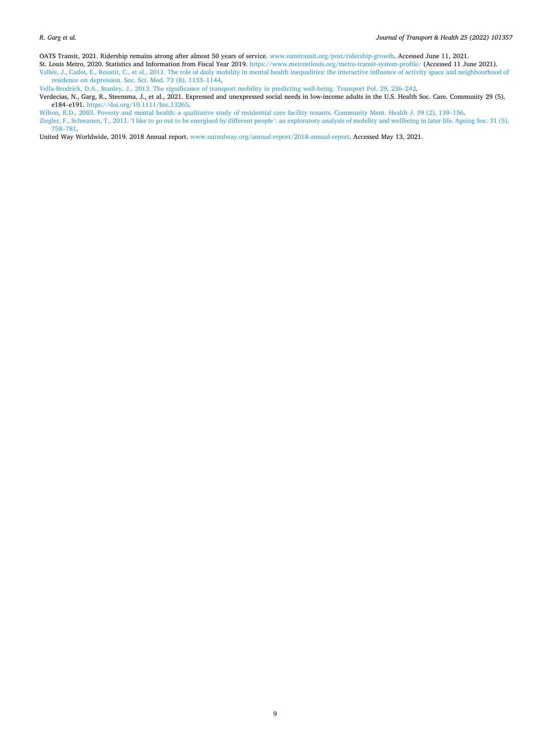OATS Transit, 2021. Ridership remains atrong after almost 50 years of service. www.oatstransit.org/post/ridership-growth. Accessed June 11, 2021.

St. Louis Metro, 2020. Statistics and Information from Fiscal Year 2019. https://www.metrostlouis.org/metro-transit-system-profile/ (Accessed 11 June 2021).

Vallée, J., Cadot, E., Roustit, C., et al., 2011. The role of daily mobility in mental health inequalities: the interactive influence of activity space and neighbourhood of residence on depression. Soc. Sci. Med. 73 (8), 1133–1144.

Vella-Brodrick, D.A., Stanley, J., 2013. The significance of transport mobility in predicting well-being. Transport Pol. 29, 236–242.

Verdecias, N., Garg, R., Steensma, J., et al., 2021. Expressed and unexpressed social needs in low-income adults in the U.S. Health Soc. Care. Community 29 (5), e184–e191. https://doi.org/10.1111/hsc.13265.

Wilton, R.D., 2003. Poverty and mental health: a qualitative study of residential care facility tenants. Community Ment. Health J. 39 (2), 139–156.

Ziegler, F., Schwanen, T., 2011. 'I like to go out to be energised by different people': an exploratory analysis of mobility and wellbeing in later life. Ageing Soc. 31 (5), 758–781.

United Way Worldwide, 2019. 2018 Annual report. www.unitedway.org/annual-report/2018-annual-report. Accessed May 13, 2021.